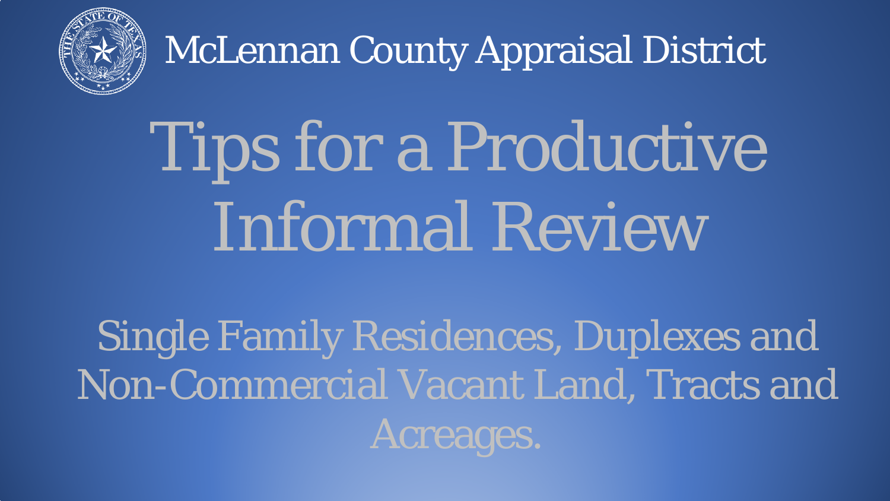McLennan County Appraisal District

# Tips for a Productive Informal Review

## Single Family Residences, Duplexes and Non-Commercial Vacant Land, Tracts and Acreages.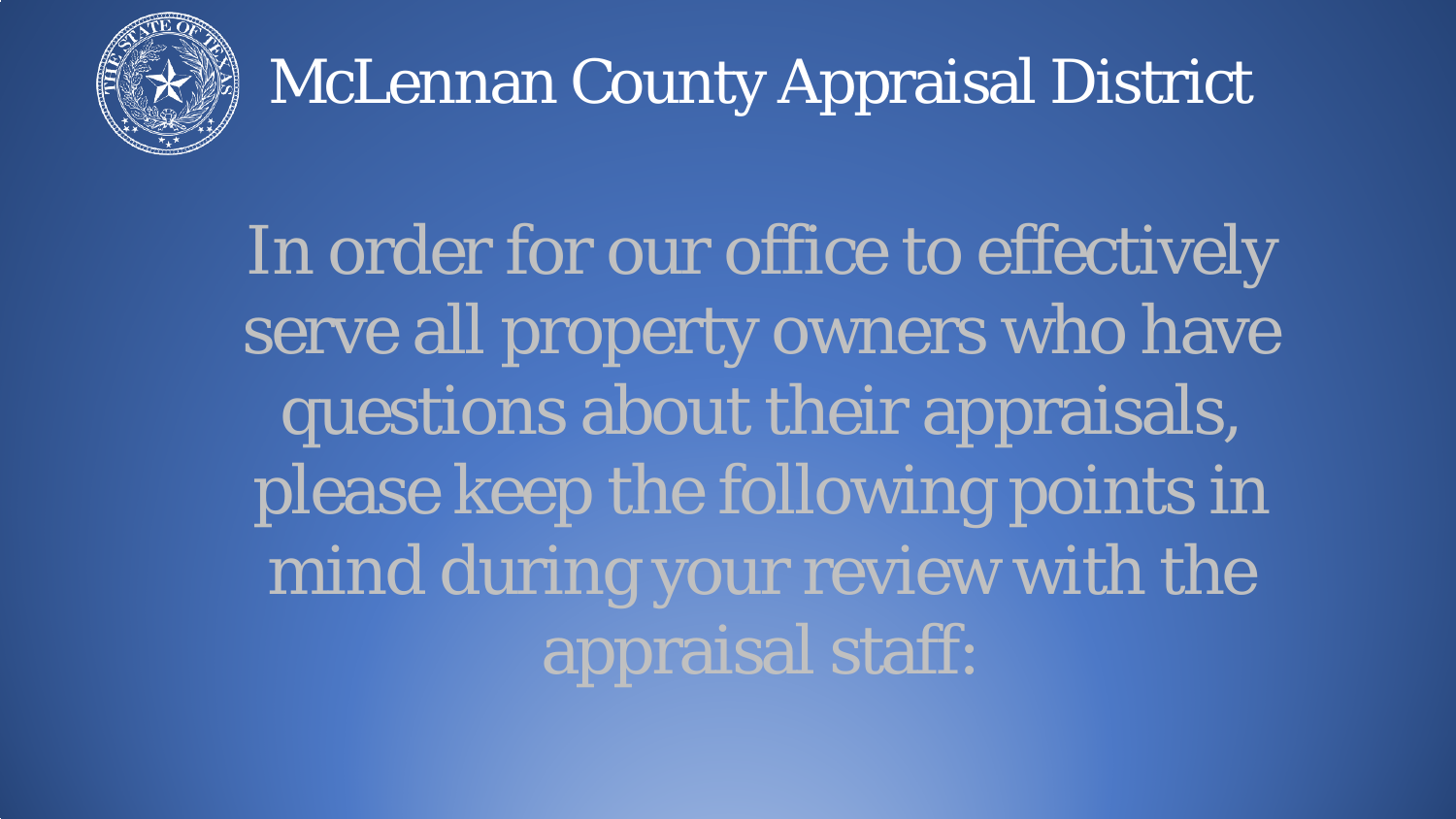# McLennan County Appraisal District

In order for our office to effectively serve all property owners who have questions about their appraisals, please keep the following points in mind during your review with the appraisal staff: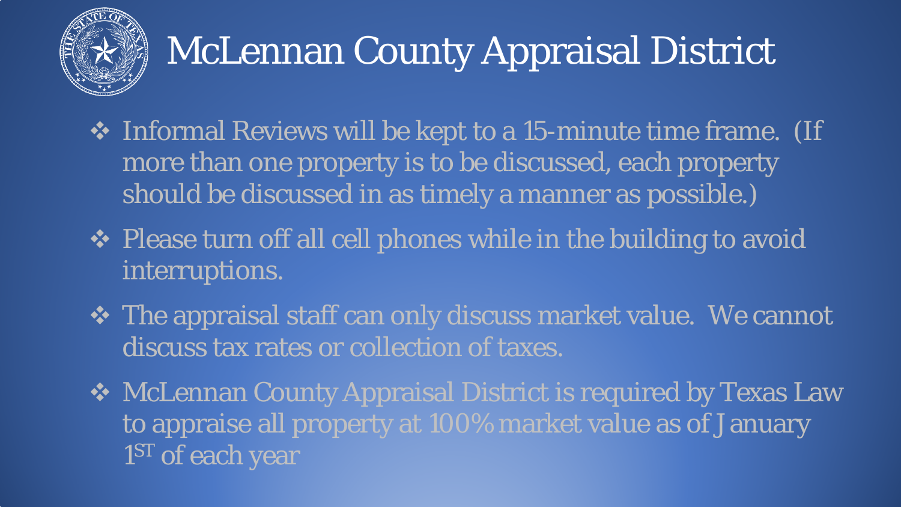# McLennan County Appraisal District

- Informal Reviews will be kept to a 15-minute time frame. (If more than one property is to be discussed, each property should be discussed in as timely a manner as possible.)
- Please turn off all cell phones while in the building to avoid interruptions.
- The appraisal staff can only discuss market value. We cannot discuss tax rates or collection of taxes.
- McLennan County Appraisal District is required by Texas Law to appraise all property at 100% market value as of January 1ST of each year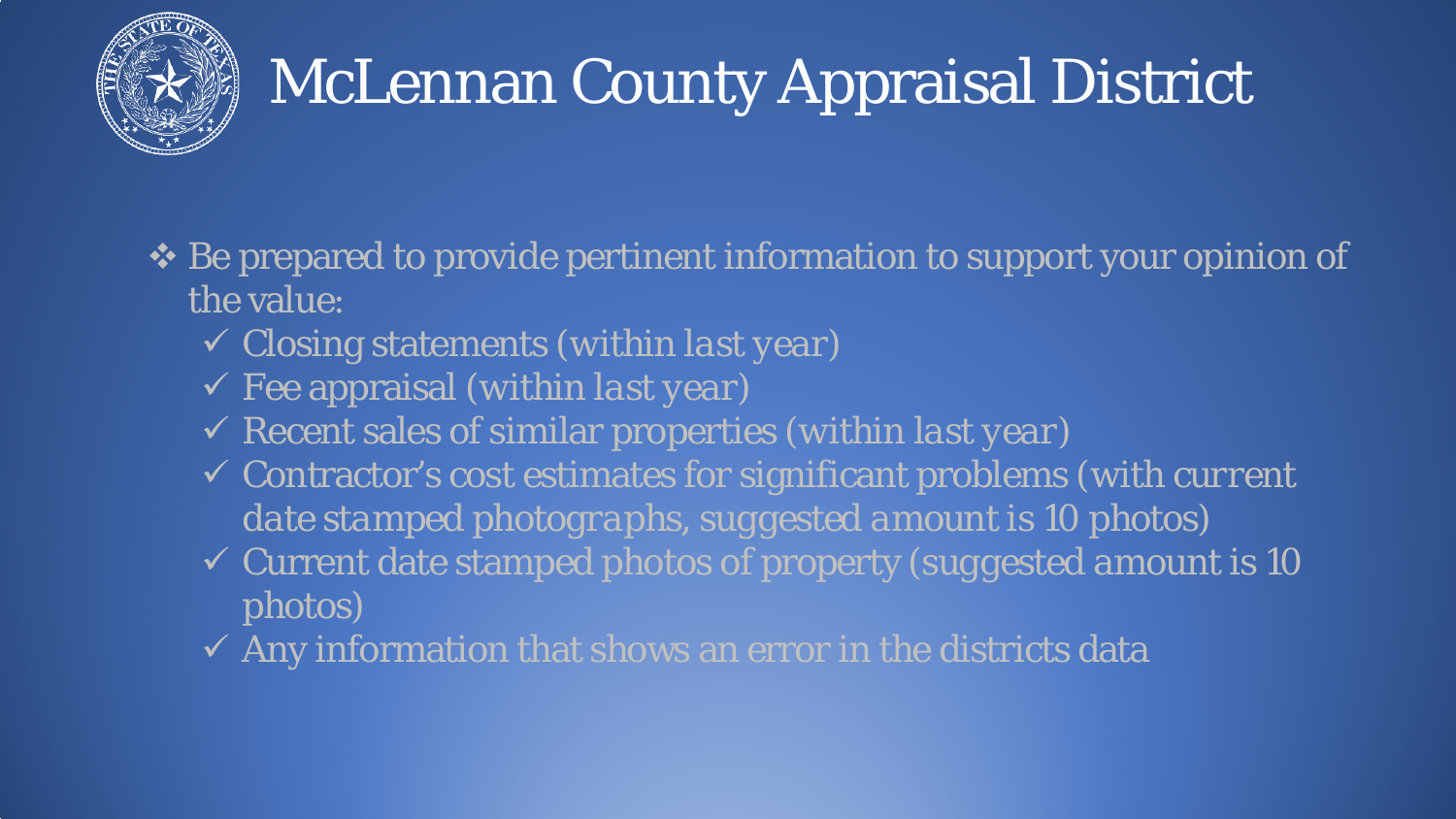# McLennan County Appraisal District

- ❖ Be prepared to provide pertinent information to support your opinion of the value:
  - ✓ Closing statements (within last year)
  - ✓ Fee appraisal (within last year)
  - ✓ Recent sales of similar properties (within last year)
  - ✓ Contractor's cost estimates for significant problems (with current date stamped photographs, suggested amount is 10 photos)
  - ✓ Current date stamped photos of property (suggested amount is 10 photos)
  - ✓ Any information that shows an error in the districts data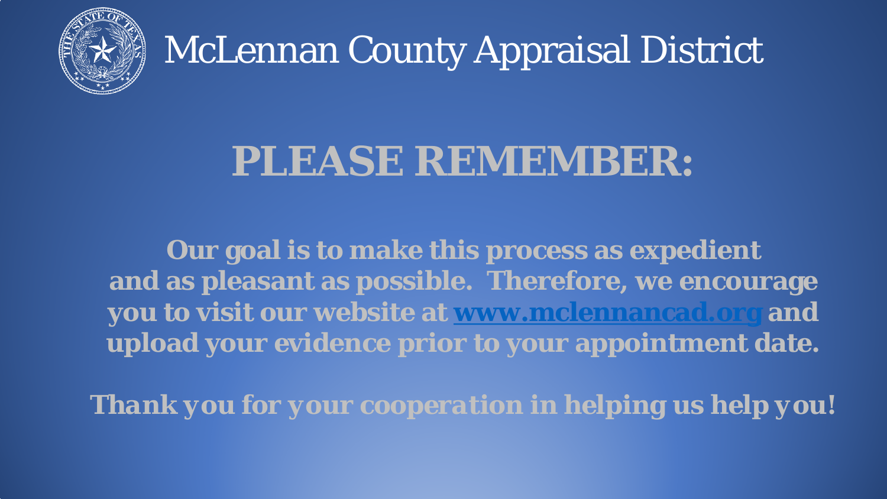# McLennan County Appraisal District

## PLEASE REMEMBER:

**Our goal is to make this process as expedient and as pleasant as possible. Therefore, we encourage you to visit our website at www.mclennancad.org and upload your evidence prior to your appointment date.**

***Thank you for your cooperation in helping us help you!***